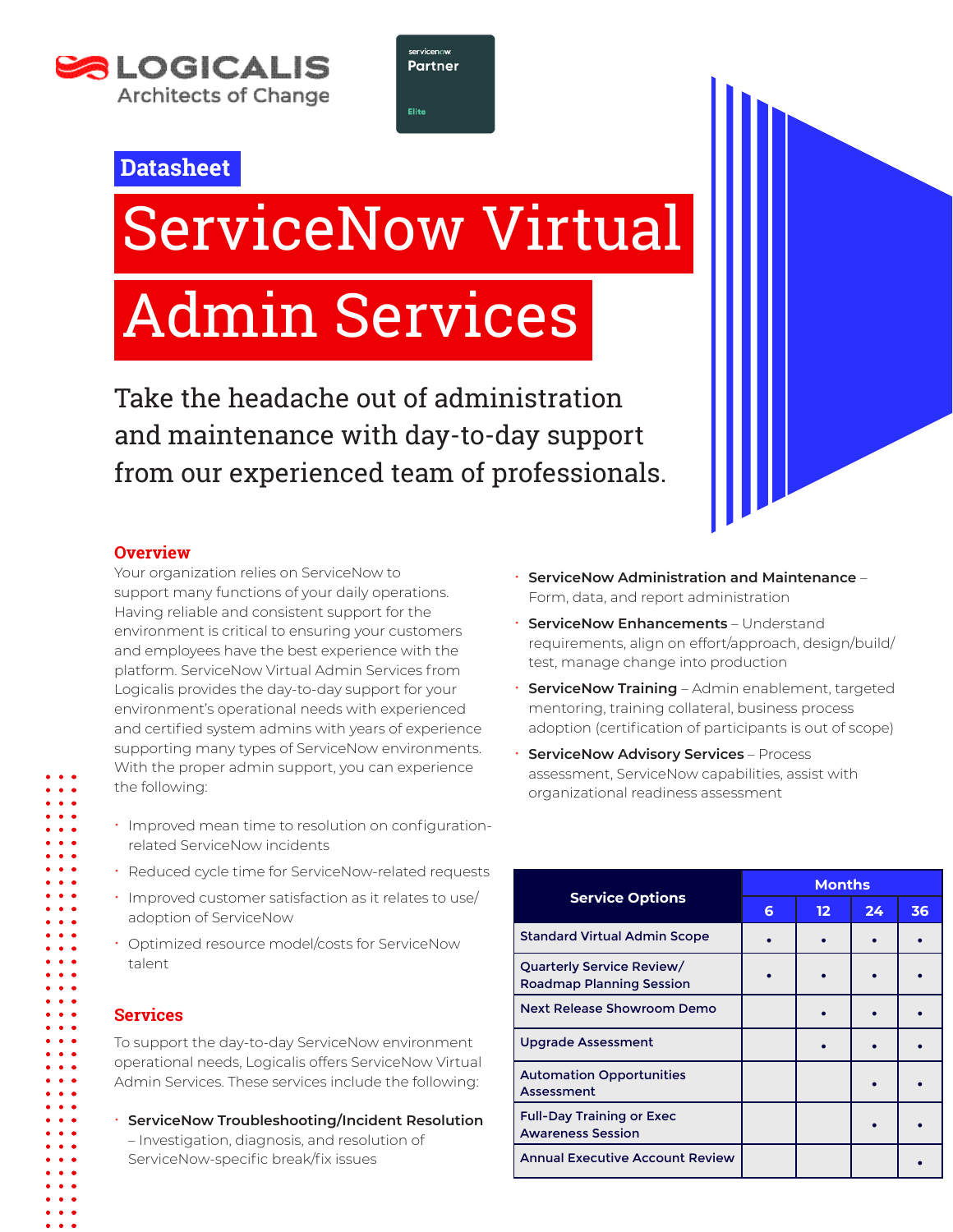Datasheet

# ServiceNow Virtual Admin Services

Take the headache out of administration and maintenance with day-to-day support from our experienced team of professionals.

## Overview

Your organization relies on ServiceNow to support many functions of your daily operations. Having reliable and consistent support for the environment is critical to ensuring your customers and employees have the best experience with the platform. ServiceNow Virtual Admin Services from Logicalis provides the day-to-day support for your environment's operational needs with experienced and certified system admins with years of experience supporting many types of ServiceNow environments. With the proper admin support, you can experience the following:

- Improved mean time to resolution on configuration-related ServiceNow incidents
- Reduced cycle time for ServiceNow-related requests
- Improved customer satisfaction as it relates to use/adoption of ServiceNow
- Optimized resource model/costs for ServiceNow talent

## Services

To support the day-to-day ServiceNow environment operational needs, Logicalis offers ServiceNow Virtual Admin Services. These services include the following:

- **ServiceNow Troubleshooting/Incident Resolution** – Investigation, diagnosis, and resolution of ServiceNow-specific break/fix issues
- **ServiceNow Administration and Maintenance** – Form, data, and report administration
- **ServiceNow Enhancements** – Understand requirements, align on effort/approach, design/build/test, manage change into production
- **ServiceNow Training** – Admin enablement, targeted mentoring, training collateral, business process adoption (certification of participants is out of scope)
- **ServiceNow Advisory Services** – Process assessment, ServiceNow capabilities, assist with organizational readiness assessment

| Service Options | Months | | | |
|---|---|---|---|---|
| | 6 | 12 | 24 | 36 |
| Standard Virtual Admin Scope | • | • | • | • |
| Quarterly Service Review/ Roadmap Planning Session | • | • | • | • |
| Next Release Showroom Demo | | • | • | • |
| Upgrade Assessment | | • | • | • |
| Automation Opportunities Assessment | | | • | • |
| Full-Day Training or Exec Awareness Session | | | • | • |
| Annual Executive Account Review | | | | • |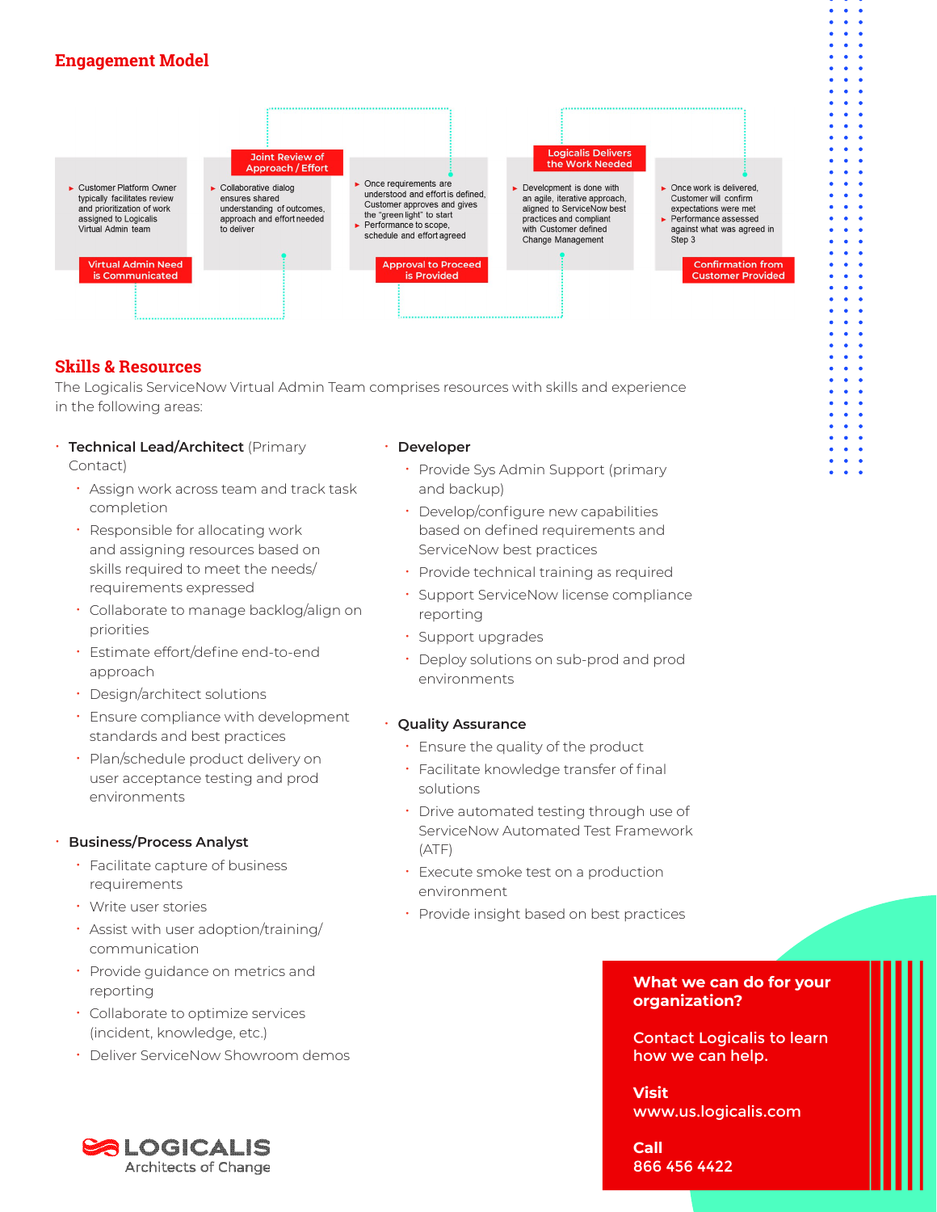## Engagement Model

**Virtual Admin Need is Communicated**

- Customer Platform Owner typically facilitates review and prioritization of work assigned to Logicalis Virtual Admin team

**Joint Review of Approach / Effort**

- Collaborative dialog ensures shared understanding of outcomes, approach and effort needed to deliver

**Approval to Proceed is Provided**

- Once requirements are understood and effort is defined, Customer approves and gives the "green light" to start
- Performance to scope, schedule and effort agreed

**Logicalis Delivers the Work Needed**

- Development is done with an agile, iterative approach, aligned to ServiceNow best practices and compliant with Customer defined Change Management

**Confirmation from Customer Provided**

- Once work is delivered, Customer will confirm expectations were met
- Performance assessed against what was agreed in Step 3

## Skills & Resources

The Logicalis ServiceNow Virtual Admin Team comprises resources with skills and experience in the following areas:

- **Technical Lead/Architect** (Primary Contact)
  - Assign work across team and track task completion
  - Responsible for allocating work and assigning resources based on skills required to meet the needs/ requirements expressed
  - Collaborate to manage backlog/align on priorities
  - Estimate effort/define end-to-end approach
  - Design/architect solutions
  - Ensure compliance with development standards and best practices
  - Plan/schedule product delivery on user acceptance testing and prod environments
- **Business/Process Analyst**
  - Facilitate capture of business requirements
  - Write user stories
  - Assist with user adoption/training/ communication
  - Provide guidance on metrics and reporting
  - Collaborate to optimize services (incident, knowledge, etc.)
  - Deliver ServiceNow Showroom demos
- **Developer**
  - Provide Sys Admin Support (primary and backup)
  - Develop/configure new capabilities based on defined requirements and ServiceNow best practices
  - Provide technical training as required
  - Support ServiceNow license compliance reporting
  - Support upgrades
  - Deploy solutions on sub-prod and prod environments
- **Quality Assurance**
  - Ensure the quality of the product
  - Facilitate knowledge transfer of final solutions
  - Drive automated testing through use of ServiceNow Automated Test Framework (ATF)
  - Execute smoke test on a production environment
  - Provide insight based on best practices

**What we can do for your organization?**

**Contact Logicalis to learn how we can help.**

**Visit**
**www.us.logicalis.com**

**Call**
**866 456 4422**

LOGICALIS
Architects of Change